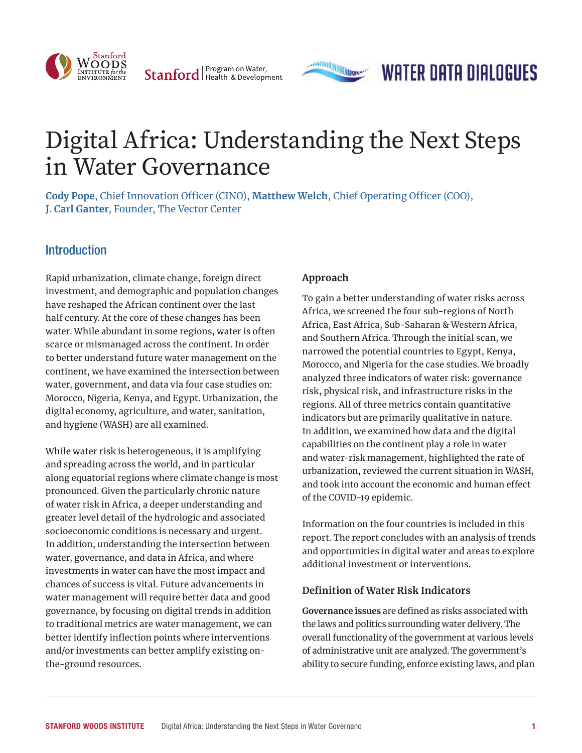# Digital Africa: Understanding the Next Steps in Water Governance

**Cody Pope**, Chief Innovation Officer (CINO), **Matthew Welch**, Chief Operating Officer (COO), **J. Carl Ganter**, Founder, The Vector Center

## Introduction

Rapid urbanization, climate change, foreign direct investment, and demographic and population changes have reshaped the African continent over the last half century. At the core of these changes has been water. While abundant in some regions, water is often scarce or mismanaged across the continent. In order to better understand future water management on the continent, we have examined the intersection between water, government, and data via four case studies on: Morocco, Nigeria, Kenya, and Egypt. Urbanization, the digital economy, agriculture, and water, sanitation, and hygiene (WASH) are all examined.

While water risk is heterogeneous, it is amplifying and spreading across the world, and in particular along equatorial regions where climate change is most pronounced. Given the particularly chronic nature of water risk in Africa, a deeper understanding and greater level detail of the hydrologic and associated socioeconomic conditions is necessary and urgent. In addition, understanding the intersection between water, governance, and data in Africa, and where investments in water can have the most impact and chances of success is vital. Future advancements in water management will require better data and good governance, by focusing on digital trends in addition to traditional metrics are water management, we can better identify inflection points where interventions and/or investments can better amplify existing on-the-ground resources.

### Approach

To gain a better understanding of water risks across Africa, we screened the four sub-regions of North Africa, East Africa, Sub-Saharan & Western Africa, and Southern Africa. Through the initial scan, we narrowed the potential countries to Egypt, Kenya, Morocco, and Nigeria for the case studies. We broadly analyzed three indicators of water risk: governance risk, physical risk, and infrastructure risks in the regions. All of three metrics contain quantitative indicators but are primarily qualitative in nature. In addition, we examined how data and the digital capabilities on the continent play a role in water and water-risk management, highlighted the rate of urbanization, reviewed the current situation in WASH, and took into account the economic and human effect of the COVID-19 epidemic.

Information on the four countries is included in this report. The report concludes with an analysis of trends and opportunities in digital water and areas to explore additional investment or interventions.

### Definition of Water Risk Indicators

**Governance issues** are defined as risks associated with the laws and politics surrounding water delivery. The overall functionality of the government at various levels of administrative unit are analyzed. The government's ability to secure funding, enforce existing laws, and plan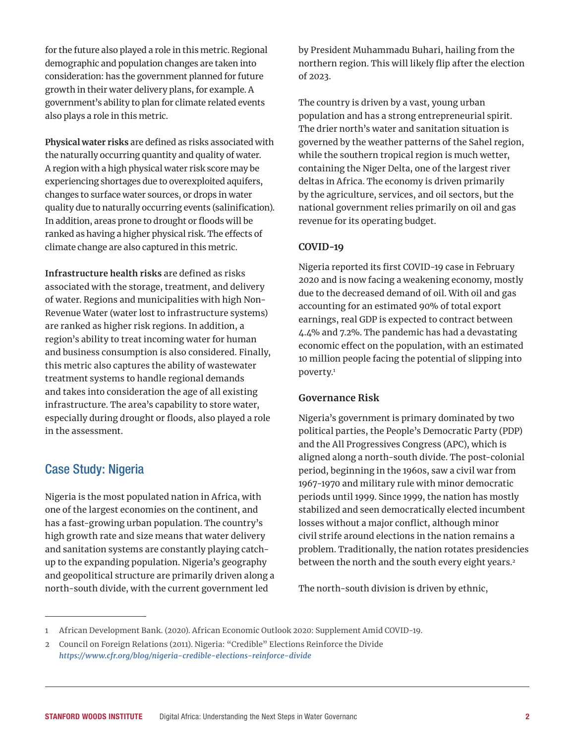for the future also played a role in this metric. Regional demographic and population changes are taken into consideration: has the government planned for future growth in their water delivery plans, for example. A government's ability to plan for climate related events also plays a role in this metric.

**Physical water risks** are defined as risks associated with the naturally occurring quantity and quality of water. A region with a high physical water risk score may be experiencing shortages due to overexploited aquifers, changes to surface water sources, or drops in water quality due to naturally occurring events (salinification). In addition, areas prone to drought or floods will be ranked as having a higher physical risk. The effects of climate change are also captured in this metric.

**Infrastructure health risks** are defined as risks associated with the storage, treatment, and delivery of water. Regions and municipalities with high Non-Revenue Water (water lost to infrastructure systems) are ranked as higher risk regions. In addition, a region's ability to treat incoming water for human and business consumption is also considered. Finally, this metric also captures the ability of wastewater treatment systems to handle regional demands and takes into consideration the age of all existing infrastructure. The area's capability to store water, especially during drought or floods, also played a role in the assessment.

## Case Study: Nigeria

Nigeria is the most populated nation in Africa, with one of the largest economies on the continent, and has a fast-growing urban population. The country's high growth rate and size means that water delivery and sanitation systems are constantly playing catch-up to the expanding population. Nigeria's geography and geopolitical structure are primarily driven along a north-south divide, with the current government led by President Muhammadu Buhari, hailing from the northern region. This will likely flip after the election of 2023.

The country is driven by a vast, young urban population and has a strong entrepreneurial spirit. The drier north's water and sanitation situation is governed by the weather patterns of the Sahel region, while the southern tropical region is much wetter, containing the Niger Delta, one of the largest river deltas in Africa. The economy is driven primarily by the agriculture, services, and oil sectors, but the national government relies primarily on oil and gas revenue for its operating budget.

### COVID-19

Nigeria reported its first COVID-19 case in February 2020 and is now facing a weakening economy, mostly due to the decreased demand of oil. With oil and gas accounting for an estimated 90% of total export earnings, real GDP is expected to contract between 4.4% and 7.2%. The pandemic has had a devastating economic effect on the population, with an estimated 10 million people facing the potential of slipping into poverty.[1]

### Governance Risk

Nigeria's government is primary dominated by two political parties, the People's Democratic Party (PDP) and the All Progressives Congress (APC), which is aligned along a north-south divide. The post-colonial period, beginning in the 1960s, saw a civil war from 1967-1970 and military rule with minor democratic periods until 1999. Since 1999, the nation has mostly stabilized and seen democratically elected incumbent losses without a major conflict, although minor civil strife around elections in the nation remains a problem. Traditionally, the nation rotates presidencies between the north and the south every eight years.[2]

The north-south division is driven by ethnic,

---

1 African Development Bank. (2020). African Economic Outlook 2020: Supplement Amid COVID-19.

2 Council on Foreign Relations (2011). Nigeria: "Credible" Elections Reinforce the Divide *https://www.cfr.org/blog/nigeria-credible-elections-reinforce-divide*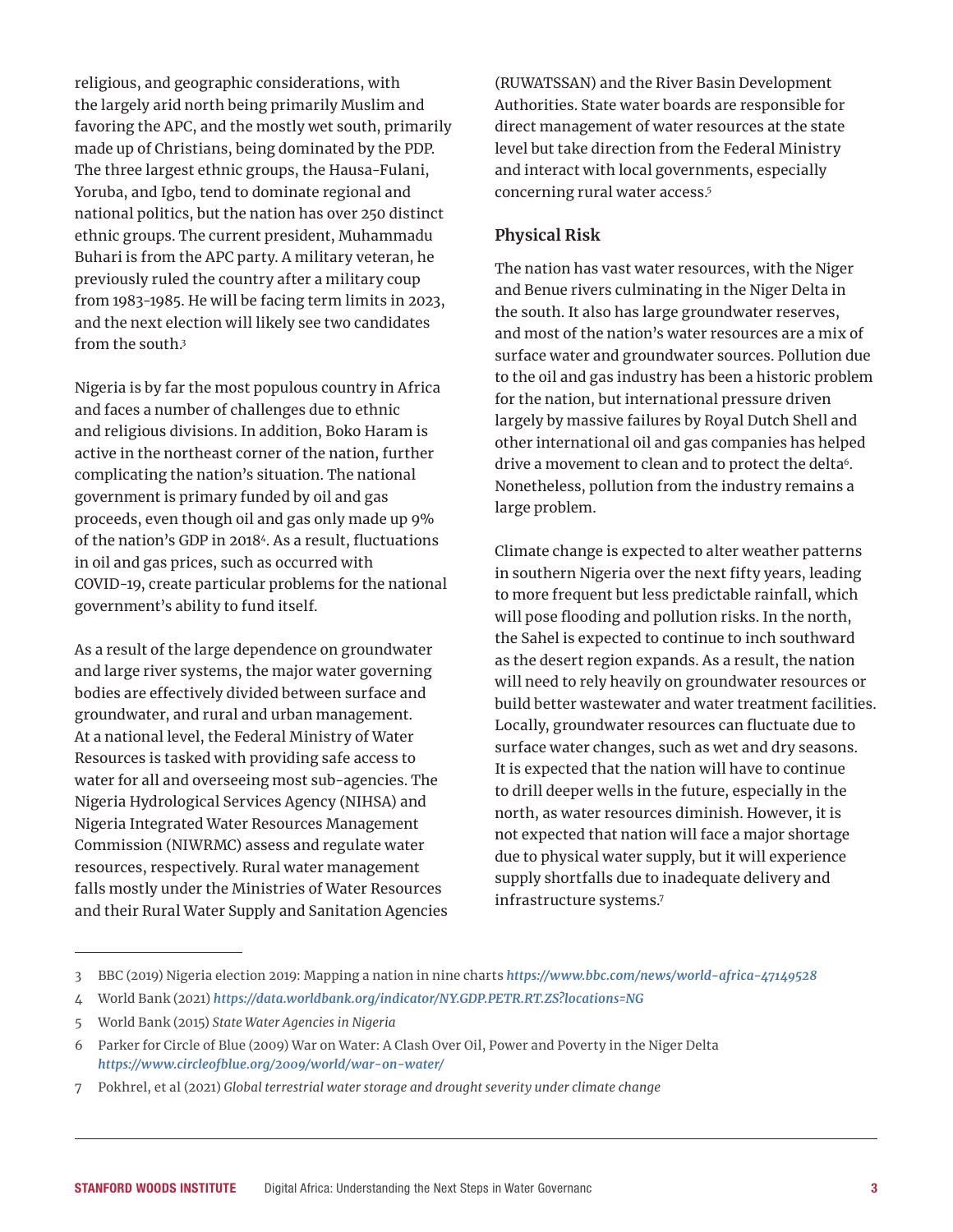religious, and geographic considerations, with the largely arid north being primarily Muslim and favoring the APC, and the mostly wet south, primarily made up of Christians, being dominated by the PDP. The three largest ethnic groups, the Hausa-Fulani, Yoruba, and Igbo, tend to dominate regional and national politics, but the nation has over 250 distinct ethnic groups. The current president, Muhammadu Buhari is from the APC party. A military veteran, he previously ruled the country after a military coup from 1983-1985. He will be facing term limits in 2023, and the next election will likely see two candidates from the south.[3]

Nigeria is by far the most populous country in Africa and faces a number of challenges due to ethnic and religious divisions. In addition, Boko Haram is active in the northeast corner of the nation, further complicating the nation's situation. The national government is primary funded by oil and gas proceeds, even though oil and gas only made up 9% of the nation's GDP in 2018[4]. As a result, fluctuations in oil and gas prices, such as occurred with COVID-19, create particular problems for the national government's ability to fund itself.

As a result of the large dependence on groundwater and large river systems, the major water governing bodies are effectively divided between surface and groundwater, and rural and urban management. At a national level, the Federal Ministry of Water Resources is tasked with providing safe access to water for all and overseeing most sub-agencies. The Nigeria Hydrological Services Agency (NIHSA) and Nigeria Integrated Water Resources Management Commission (NIWRMC) assess and regulate water resources, respectively. Rural water management falls mostly under the Ministries of Water Resources and their Rural Water Supply and Sanitation Agencies (RUWATSSAN) and the River Basin Development Authorities. State water boards are responsible for direct management of water resources at the state level but take direction from the Federal Ministry and interact with local governments, especially concerning rural water access.[5]

### Physical Risk

The nation has vast water resources, with the Niger and Benue rivers culminating in the Niger Delta in the south. It also has large groundwater reserves, and most of the nation's water resources are a mix of surface water and groundwater sources. Pollution due to the oil and gas industry has been a historic problem for the nation, but international pressure driven largely by massive failures by Royal Dutch Shell and other international oil and gas companies has helped drive a movement to clean and to protect the delta[6]. Nonetheless, pollution from the industry remains a large problem.

Climate change is expected to alter weather patterns in southern Nigeria over the next fifty years, leading to more frequent but less predictable rainfall, which will pose flooding and pollution risks. In the north, the Sahel is expected to continue to inch southward as the desert region expands. As a result, the nation will need to rely heavily on groundwater resources or build better wastewater and water treatment facilities. Locally, groundwater resources can fluctuate due to surface water changes, such as wet and dry seasons. It is expected that the nation will have to continue to drill deeper wells in the future, especially in the north, as water resources diminish. However, it is not expected that nation will face a major shortage due to physical water supply, but it will experience supply shortfalls due to inadequate delivery and infrastructure systems.[7]

---

3 BBC (2019) Nigeria election 2019: Mapping a nation in nine charts ***https://www.bbc.com/news/world-africa-47149528***

4 World Bank (2021) ***https://data.worldbank.org/indicator/NY.GDP.PETR.RT.ZS?locations=NG***

5 World Bank (2015) *State Water Agencies in Nigeria*

6 Parker for Circle of Blue (2009) War on Water: A Clash Over Oil, Power and Poverty in the Niger Delta ***https://www.circleofblue.org/2009/world/war-on-water/***

7 Pokhrel, et al (2021) *Global terrestrial water storage and drought severity under climate change*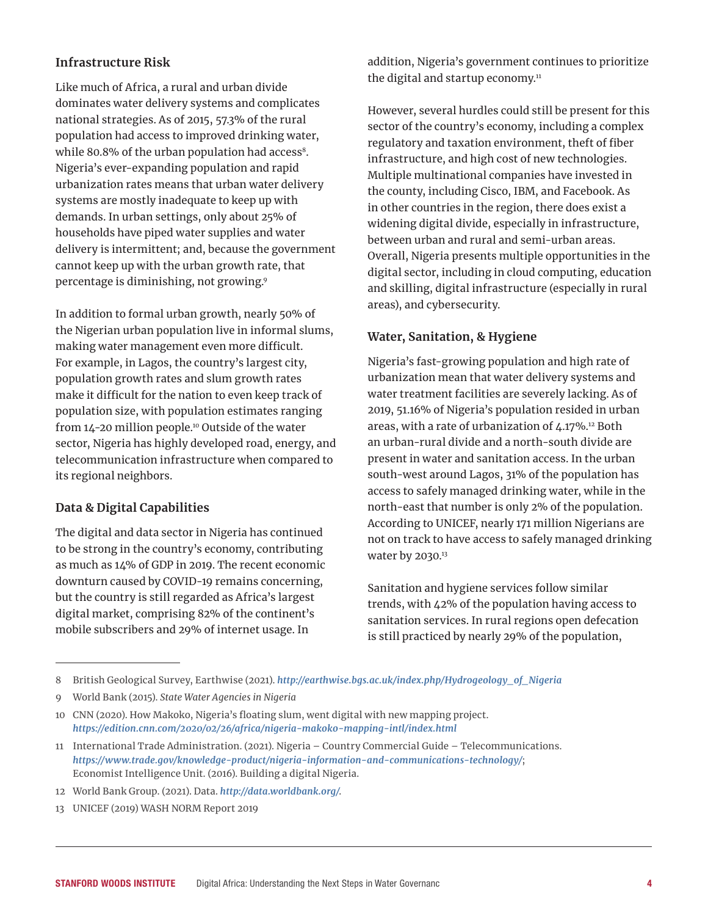### Infrastructure Risk

Like much of Africa, a rural and urban divide dominates water delivery systems and complicates national strategies. As of 2015, 57.3% of the rural population had access to improved drinking water, while 80.8% of the urban population had access[8]. Nigeria's ever-expanding population and rapid urbanization rates means that urban water delivery systems are mostly inadequate to keep up with demands. In urban settings, only about 25% of households have piped water supplies and water delivery is intermittent; and, because the government cannot keep up with the urban growth rate, that percentage is diminishing, not growing.[9]

In addition to formal urban growth, nearly 50% of the Nigerian urban population live in informal slums, making water management even more difficult. For example, in Lagos, the country's largest city, population growth rates and slum growth rates make it difficult for the nation to even keep track of population size, with population estimates ranging from 14-20 million people.[10] Outside of the water sector, Nigeria has highly developed road, energy, and telecommunication infrastructure when compared to its regional neighbors.

### Data & Digital Capabilities

The digital and data sector in Nigeria has continued to be strong in the country's economy, contributing as much as 14% of GDP in 2019. The recent economic downturn caused by COVID-19 remains concerning, but the country is still regarded as Africa's largest digital market, comprising 82% of the continent's mobile subscribers and 29% of internet usage. In addition, Nigeria's government continues to prioritize the digital and startup economy.[11]

However, several hurdles could still be present for this sector of the country's economy, including a complex regulatory and taxation environment, theft of fiber infrastructure, and high cost of new technologies. Multiple multinational companies have invested in the county, including Cisco, IBM, and Facebook. As in other countries in the region, there does exist a widening digital divide, especially in infrastructure, between urban and rural and semi-urban areas. Overall, Nigeria presents multiple opportunities in the digital sector, including in cloud computing, education and skilling, digital infrastructure (especially in rural areas), and cybersecurity.

### Water, Sanitation, & Hygiene

Nigeria's fast-growing population and high rate of urbanization mean that water delivery systems and water treatment facilities are severely lacking. As of 2019, 51.16% of Nigeria's population resided in urban areas, with a rate of urbanization of 4.17%.[12] Both an urban-rural divide and a north-south divide are present in water and sanitation access. In the urban south-west around Lagos, 31% of the population has access to safely managed drinking water, while in the north-east that number is only 2% of the population. According to UNICEF, nearly 171 million Nigerians are not on track to have access to safely managed drinking water by 2030.[13]

Sanitation and hygiene services follow similar trends, with 42% of the population having access to sanitation services. In rural regions open defecation is still practiced by nearly 29% of the population,

---

8 British Geological Survey, Earthwise (2021). ***http://earthwise.bgs.ac.uk/index.php/Hydrogeology_of_Nigeria***

9 World Bank (2015). *State Water Agencies in Nigeria*

10 CNN (2020). How Makoko, Nigeria's floating slum, went digital with new mapping project. ***https://edition.cnn.com/2020/02/26/africa/nigeria-makoko-mapping-intl/index.html***

11 International Trade Administration. (2021). Nigeria – Country Commercial Guide – Telecommunications. ***https://www.trade.gov/knowledge-product/nigeria-information-and-communications-technology/***; Economist Intelligence Unit. (2016). Building a digital Nigeria.

12 World Bank Group. (2021). Data. ***http://data.worldbank.org/***.

13 UNICEF (2019) WASH NORM Report 2019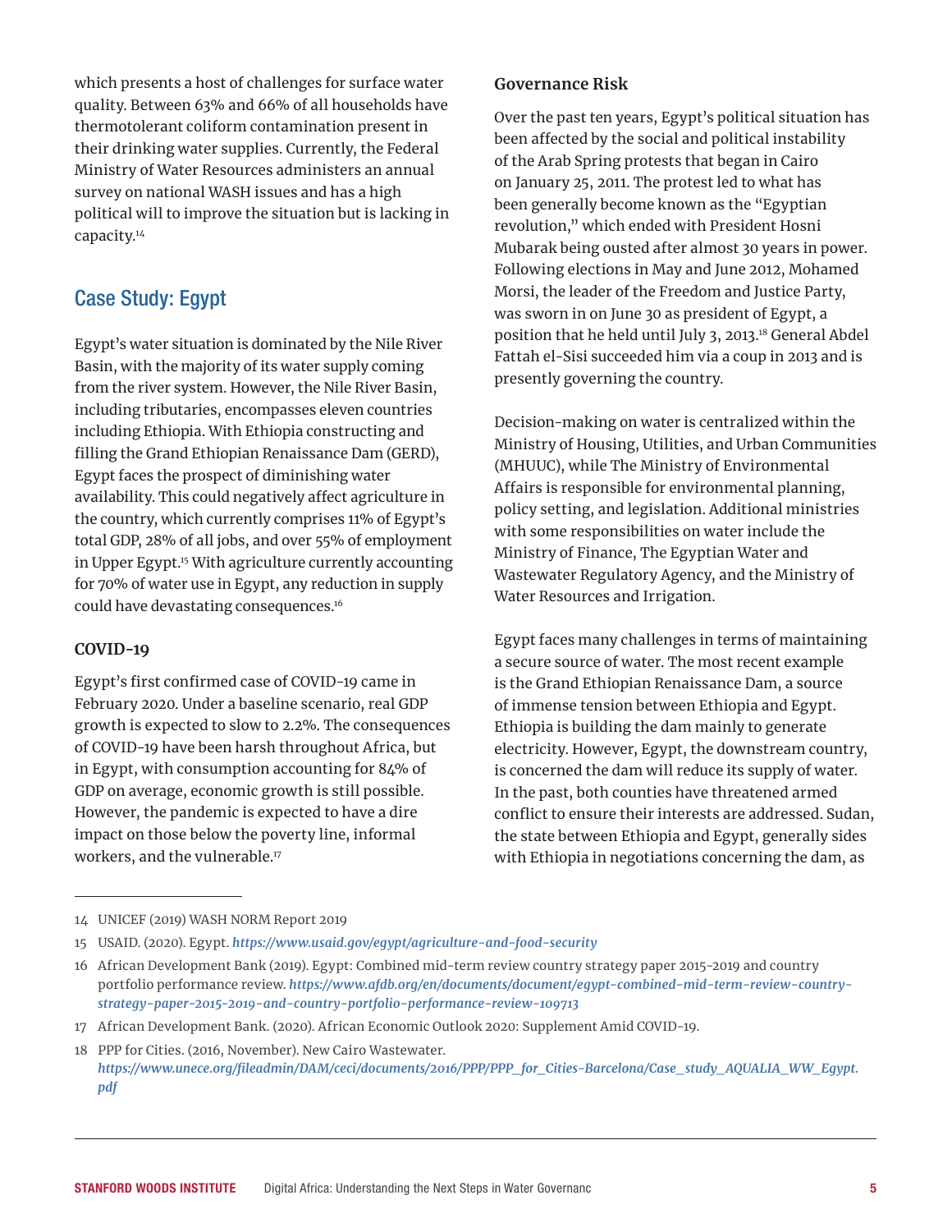which presents a host of challenges for surface water quality. Between 63% and 66% of all households have thermotolerant coliform contamination present in their drinking water supplies. Currently, the Federal Ministry of Water Resources administers an annual survey on national WASH issues and has a high political will to improve the situation but is lacking in capacity.[14]

## Case Study: Egypt

Egypt's water situation is dominated by the Nile River Basin, with the majority of its water supply coming from the river system. However, the Nile River Basin, including tributaries, encompasses eleven countries including Ethiopia. With Ethiopia constructing and filling the Grand Ethiopian Renaissance Dam (GERD), Egypt faces the prospect of diminishing water availability. This could negatively affect agriculture in the country, which currently comprises 11% of Egypt's total GDP, 28% of all jobs, and over 55% of employment in Upper Egypt.[15] With agriculture currently accounting for 70% of water use in Egypt, any reduction in supply could have devastating consequences.[16]

### COVID-19

Egypt's first confirmed case of COVID-19 came in February 2020. Under a baseline scenario, real GDP growth is expected to slow to 2.2%. The consequences of COVID-19 have been harsh throughout Africa, but in Egypt, with consumption accounting for 84% of GDP on average, economic growth is still possible. However, the pandemic is expected to have a dire impact on those below the poverty line, informal workers, and the vulnerable.[17]

### Governance Risk

Over the past ten years, Egypt's political situation has been affected by the social and political instability of the Arab Spring protests that began in Cairo on January 25, 2011. The protest led to what has been generally become known as the "Egyptian revolution," which ended with President Hosni Mubarak being ousted after almost 30 years in power. Following elections in May and June 2012, Mohamed Morsi, the leader of the Freedom and Justice Party, was sworn in on June 30 as president of Egypt, a position that he held until July 3, 2013.[18] General Abdel Fattah el-Sisi succeeded him via a coup in 2013 and is presently governing the country.

Decision-making on water is centralized within the Ministry of Housing, Utilities, and Urban Communities (MHUUC), while The Ministry of Environmental Affairs is responsible for environmental planning, policy setting, and legislation. Additional ministries with some responsibilities on water include the Ministry of Finance, The Egyptian Water and Wastewater Regulatory Agency, and the Ministry of Water Resources and Irrigation.

Egypt faces many challenges in terms of maintaining a secure source of water. The most recent example is the Grand Ethiopian Renaissance Dam, a source of immense tension between Ethiopia and Egypt. Ethiopia is building the dam mainly to generate electricity. However, Egypt, the downstream country, is concerned the dam will reduce its supply of water. In the past, both counties have threatened armed conflict to ensure their interests are addressed. Sudan, the state between Ethiopia and Egypt, generally sides with Ethiopia in negotiations concerning the dam, as

---

14 UNICEF (2019) WASH NORM Report 2019

15 USAID. (2020). Egypt. *https://www.usaid.gov/egypt/agriculture-and-food-security*

16 African Development Bank (2019). Egypt: Combined mid-term review country strategy paper 2015-2019 and country portfolio performance review. *https://www.afdb.org/en/documents/document/egypt-combined-mid-term-review-country-strategy-paper-2015-2019-and-country-portfolio-performance-review-109713*

17 African Development Bank. (2020). African Economic Outlook 2020: Supplement Amid COVID-19.

18 PPP for Cities. (2016, November). New Cairo Wastewater. *https://www.unece.org/fileadmin/DAM/ceci/documents/2016/PPP/PPP_for_Cities-Barcelona/Case_study_AQUALIA_WW_Egypt.pdf*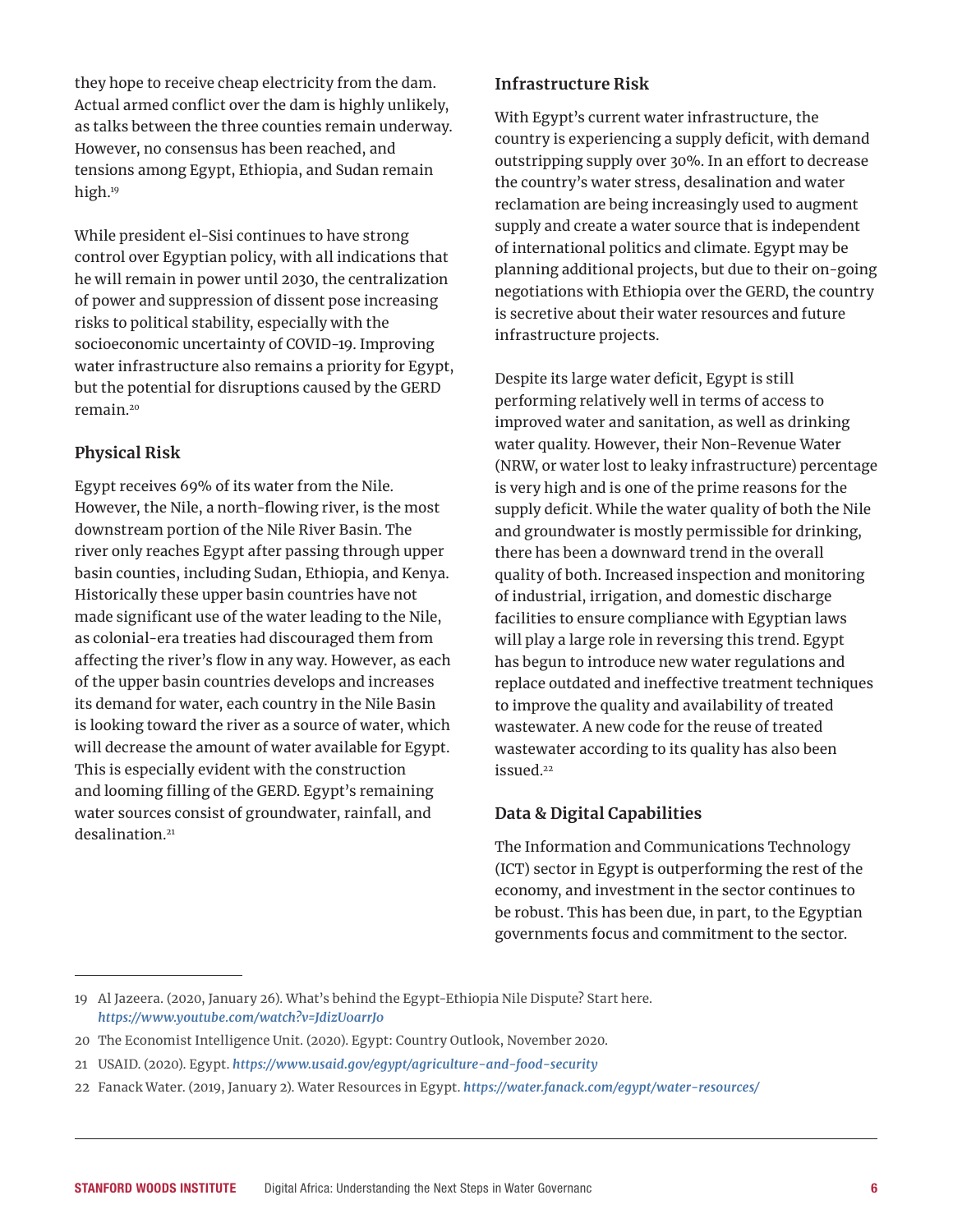they hope to receive cheap electricity from the dam. Actual armed conflict over the dam is highly unlikely, as talks between the three counties remain underway. However, no consensus has been reached, and tensions among Egypt, Ethiopia, and Sudan remain high.[19]

While president el-Sisi continues to have strong control over Egyptian policy, with all indications that he will remain in power until 2030, the centralization of power and suppression of dissent pose increasing risks to political stability, especially with the socioeconomic uncertainty of COVID-19. Improving water infrastructure also remains a priority for Egypt, but the potential for disruptions caused by the GERD remain.[20]

### Physical Risk

Egypt receives 69% of its water from the Nile. However, the Nile, a north-flowing river, is the most downstream portion of the Nile River Basin. The river only reaches Egypt after passing through upper basin counties, including Sudan, Ethiopia, and Kenya. Historically these upper basin countries have not made significant use of the water leading to the Nile, as colonial-era treaties had discouraged them from affecting the river's flow in any way. However, as each of the upper basin countries develops and increases its demand for water, each country in the Nile Basin is looking toward the river as a source of water, which will decrease the amount of water available for Egypt. This is especially evident with the construction and looming filling of the GERD. Egypt's remaining water sources consist of groundwater, rainfall, and desalination.[21]

### Infrastructure Risk

With Egypt's current water infrastructure, the country is experiencing a supply deficit, with demand outstripping supply over 30%. In an effort to decrease the country's water stress, desalination and water reclamation are being increasingly used to augment supply and create a water source that is independent of international politics and climate. Egypt may be planning additional projects, but due to their on-going negotiations with Ethiopia over the GERD, the country is secretive about their water resources and future infrastructure projects.

Despite its large water deficit, Egypt is still performing relatively well in terms of access to improved water and sanitation, as well as drinking water quality. However, their Non-Revenue Water (NRW, or water lost to leaky infrastructure) percentage is very high and is one of the prime reasons for the supply deficit. While the water quality of both the Nile and groundwater is mostly permissible for drinking, there has been a downward trend in the overall quality of both. Increased inspection and monitoring of industrial, irrigation, and domestic discharge facilities to ensure compliance with Egyptian laws will play a large role in reversing this trend. Egypt has begun to introduce new water regulations and replace outdated and ineffective treatment techniques to improve the quality and availability of treated wastewater. A new code for the reuse of treated wastewater according to its quality has also been issued.[22]

### Data & Digital Capabilities

The Information and Communications Technology (ICT) sector in Egypt is outperforming the rest of the economy, and investment in the sector continues to be robust. This has been due, in part, to the Egyptian governments focus and commitment to the sector.

---

19 Al Jazeera. (2020, January 26). What's behind the Egypt-Ethiopia Nile Dispute? Start here. *https://www.youtube.com/watch?v=JdizUoarrJo*

20 The Economist Intelligence Unit. (2020). Egypt: Country Outlook, November 2020.

21 USAID. (2020). Egypt. *https://www.usaid.gov/egypt/agriculture-and-food-security*

22 Fanack Water. (2019, January 2). Water Resources in Egypt. *https://water.fanack.com/egypt/water-resources/*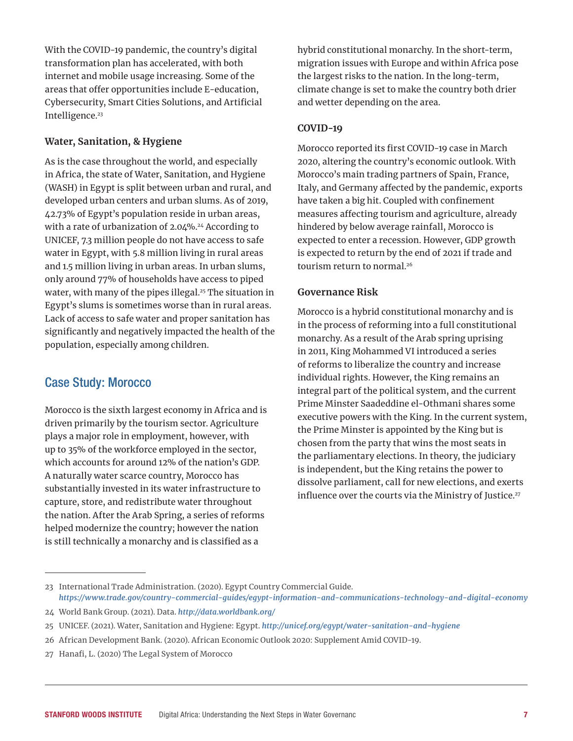With the COVID-19 pandemic, the country's digital transformation plan has accelerated, with both internet and mobile usage increasing. Some of the areas that offer opportunities include E-education, Cybersecurity, Smart Cities Solutions, and Artificial Intelligence.[23]

### Water, Sanitation, & Hygiene

As is the case throughout the world, and especially in Africa, the state of Water, Sanitation, and Hygiene (WASH) in Egypt is split between urban and rural, and developed urban centers and urban slums. As of 2019, 42.73% of Egypt's population reside in urban areas, with a rate of urbanization of 2.04%.[24] According to UNICEF, 7.3 million people do not have access to safe water in Egypt, with 5.8 million living in rural areas and 1.5 million living in urban areas. In urban slums, only around 77% of households have access to piped water, with many of the pipes illegal.[25] The situation in Egypt's slums is sometimes worse than in rural areas. Lack of access to safe water and proper sanitation has significantly and negatively impacted the health of the population, especially among children.

## Case Study: Morocco

Morocco is the sixth largest economy in Africa and is driven primarily by the tourism sector. Agriculture plays a major role in employment, however, with up to 35% of the workforce employed in the sector, which accounts for around 12% of the nation's GDP. A naturally water scarce country, Morocco has substantially invested in its water infrastructure to capture, store, and redistribute water throughout the nation. After the Arab Spring, a series of reforms helped modernize the country; however the nation is still technically a monarchy and is classified as a hybrid constitutional monarchy. In the short-term, migration issues with Europe and within Africa pose the largest risks to the nation. In the long-term, climate change is set to make the country both drier and wetter depending on the area.

### COVID-19

Morocco reported its first COVID-19 case in March 2020, altering the country's economic outlook. With Morocco's main trading partners of Spain, France, Italy, and Germany affected by the pandemic, exports have taken a big hit. Coupled with confinement measures affecting tourism and agriculture, already hindered by below average rainfall, Morocco is expected to enter a recession. However, GDP growth is expected to return by the end of 2021 if trade and tourism return to normal.[26]

### Governance Risk

Morocco is a hybrid constitutional monarchy and is in the process of reforming into a full constitutional monarchy. As a result of the Arab spring uprising in 2011, King Mohammed VI introduced a series of reforms to liberalize the country and increase individual rights. However, the King remains an integral part of the political system, and the current Prime Minster Saadeddine el-Othmani shares some executive powers with the King. In the current system, the Prime Minster is appointed by the King but is chosen from the party that wins the most seats in the parliamentary elections. In theory, the judiciary is independent, but the King retains the power to dissolve parliament, call for new elections, and exerts influence over the courts via the Ministry of Justice.[27]

---

23 International Trade Administration. (2020). Egypt Country Commercial Guide. *https://www.trade.gov/country-commercial-guides/egypt-information-and-communications-technology-and-digital-economy*

24 World Bank Group. (2021). Data. *http://data.worldbank.org/*

25 UNICEF. (2021). Water, Sanitation and Hygiene: Egypt. *http://unicef.org/egypt/water-sanitation-and-hygiene*

26 African Development Bank. (2020). African Economic Outlook 2020: Supplement Amid COVID-19.

27 Hanafi, L. (2020) The Legal System of Morocco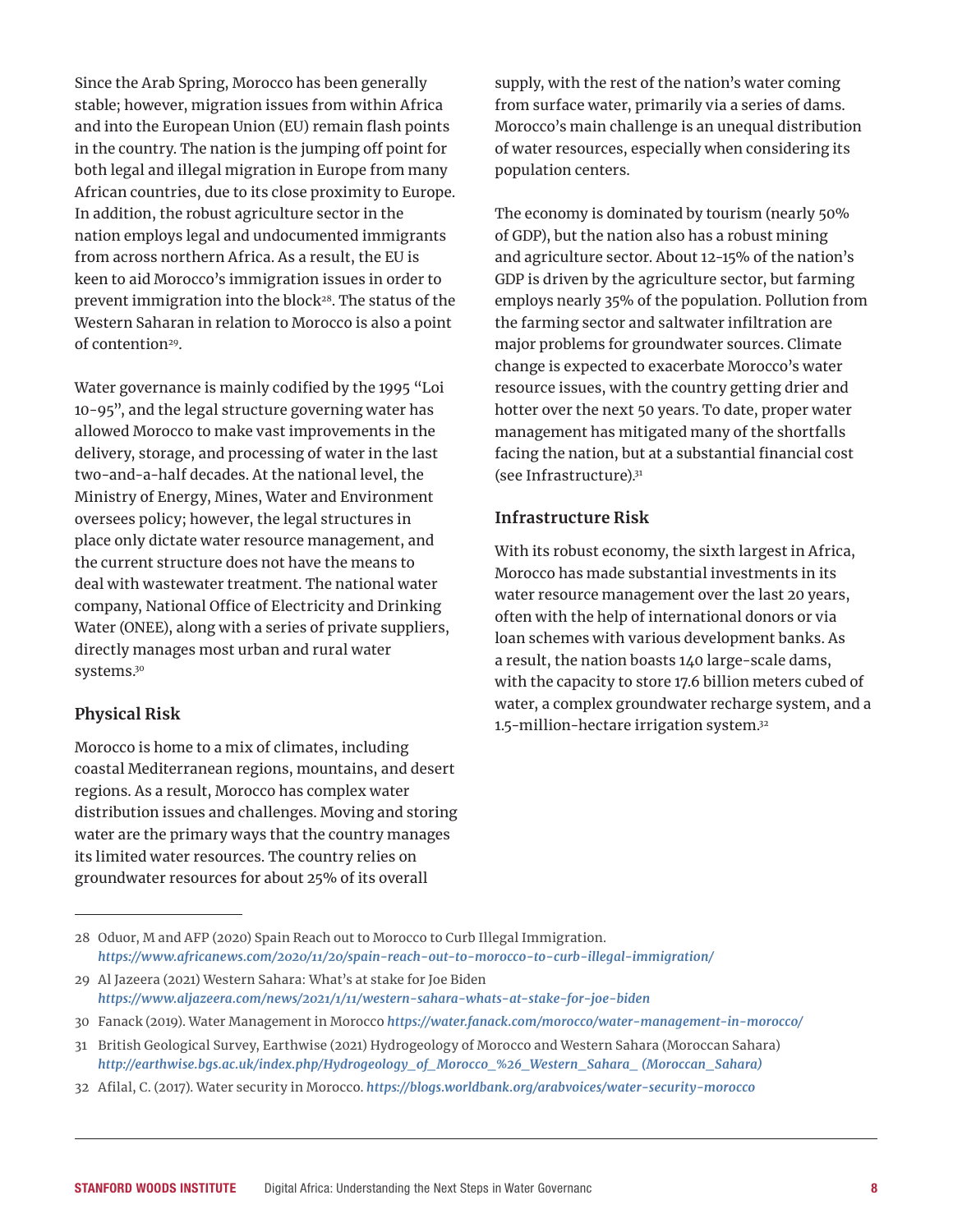Since the Arab Spring, Morocco has been generally stable; however, migration issues from within Africa and into the European Union (EU) remain flash points in the country. The nation is the jumping off point for both legal and illegal migration in Europe from many African countries, due to its close proximity to Europe. In addition, the robust agriculture sector in the nation employs legal and undocumented immigrants from across northern Africa. As a result, the EU is keen to aid Morocco's immigration issues in order to prevent immigration into the block[28]. The status of the Western Saharan in relation to Morocco is also a point of contention[29].

Water governance is mainly codified by the 1995 "Loi 10-95", and the legal structure governing water has allowed Morocco to make vast improvements in the delivery, storage, and processing of water in the last two-and-a-half decades. At the national level, the Ministry of Energy, Mines, Water and Environment oversees policy; however, the legal structures in place only dictate water resource management, and the current structure does not have the means to deal with wastewater treatment. The national water company, National Office of Electricity and Drinking Water (ONEE), along with a series of private suppliers, directly manages most urban and rural water systems.[30]

### Physical Risk

Morocco is home to a mix of climates, including coastal Mediterranean regions, mountains, and desert regions. As a result, Morocco has complex water distribution issues and challenges. Moving and storing water are the primary ways that the country manages its limited water resources. The country relies on groundwater resources for about 25% of its overall supply, with the rest of the nation's water coming from surface water, primarily via a series of dams. Morocco's main challenge is an unequal distribution of water resources, especially when considering its population centers.

The economy is dominated by tourism (nearly 50% of GDP), but the nation also has a robust mining and agriculture sector. About 12-15% of the nation's GDP is driven by the agriculture sector, but farming employs nearly 35% of the population. Pollution from the farming sector and saltwater infiltration are major problems for groundwater sources. Climate change is expected to exacerbate Morocco's water resource issues, with the country getting drier and hotter over the next 50 years. To date, proper water management has mitigated many of the shortfalls facing the nation, but at a substantial financial cost (see Infrastructure).[31]

### Infrastructure Risk

With its robust economy, the sixth largest in Africa, Morocco has made substantial investments in its water resource management over the last 20 years, often with the help of international donors or via loan schemes with various development banks. As a result, the nation boasts 140 large-scale dams, with the capacity to store 17.6 billion meters cubed of water, a complex groundwater recharge system, and a 1.5-million-hectare irrigation system.[32]

---

28 Oduor, M and AFP (2020) Spain Reach out to Morocco to Curb Illegal Immigration. *https://www.africanews.com/2020/11/20/spain-reach-out-to-morocco-to-curb-illegal-immigration/*

29 Al Jazeera (2021) Western Sahara: What's at stake for Joe Biden *https://www.aljazeera.com/news/2021/1/11/western-sahara-whats-at-stake-for-joe-biden*

30 Fanack (2019). Water Management in Morocco *https://water.fanack.com/morocco/water-management-in-morocco/*

31 British Geological Survey, Earthwise (2021) Hydrogeology of Morocco and Western Sahara (Moroccan Sahara) *http://earthwise.bgs.ac.uk/index.php/Hydrogeology_of_Morocco_%26_Western_Sahara_ (Moroccan_Sahara)*

32 Afilal, C. (2017). Water security in Morocco. *https://blogs.worldbank.org/arabvoices/water-security-morocco*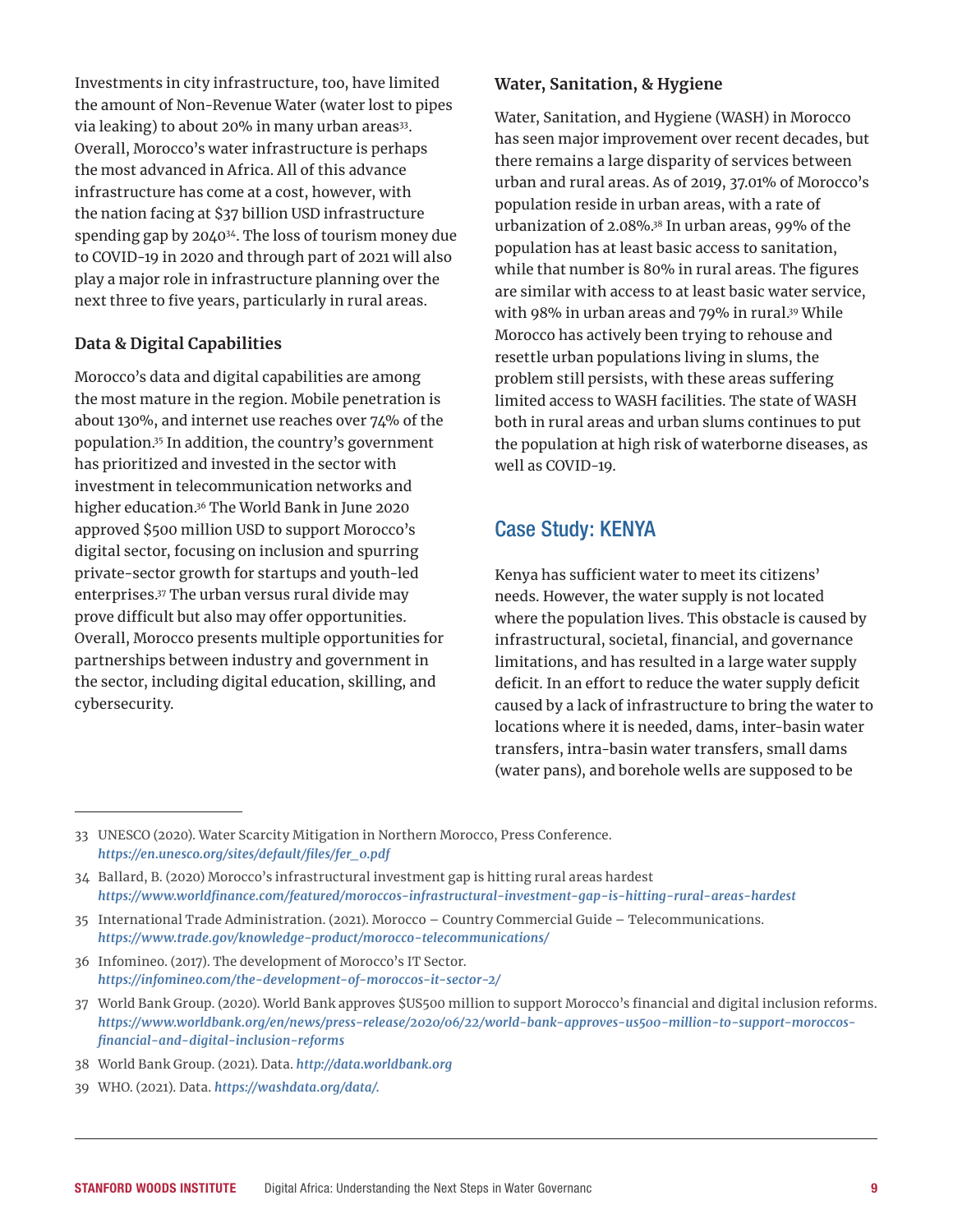Investments in city infrastructure, too, have limited the amount of Non-Revenue Water (water lost to pipes via leaking) to about 20% in many urban areas[33]. Overall, Morocco's water infrastructure is perhaps the most advanced in Africa. All of this advance infrastructure has come at a cost, however, with the nation facing at $37 billion USD infrastructure spending gap by 2040[34]. The loss of tourism money due to COVID-19 in 2020 and through part of 2021 will also play a major role in infrastructure planning over the next three to five years, particularly in rural areas.

### Data & Digital Capabilities

Morocco's data and digital capabilities are among the most mature in the region. Mobile penetration is about 130%, and internet use reaches over 74% of the population.[35] In addition, the country's government has prioritized and invested in the sector with investment in telecommunication networks and higher education.[36] The World Bank in June 2020 approved $500 million USD to support Morocco's digital sector, focusing on inclusion and spurring private-sector growth for startups and youth-led enterprises.[37] The urban versus rural divide may prove difficult but also may offer opportunities. Overall, Morocco presents multiple opportunities for partnerships between industry and government in the sector, including digital education, skilling, and cybersecurity.

### Water, Sanitation, & Hygiene

Water, Sanitation, and Hygiene (WASH) in Morocco has seen major improvement over recent decades, but there remains a large disparity of services between urban and rural areas. As of 2019, 37.01% of Morocco's population reside in urban areas, with a rate of urbanization of 2.08%.[38] In urban areas, 99% of the population has at least basic access to sanitation, while that number is 80% in rural areas. The figures are similar with access to at least basic water service, with 98% in urban areas and 79% in rural.[39] While Morocco has actively been trying to rehouse and resettle urban populations living in slums, the problem still persists, with these areas suffering limited access to WASH facilities. The state of WASH both in rural areas and urban slums continues to put the population at high risk of waterborne diseases, as well as COVID-19.

## Case Study: KENYA

Kenya has sufficient water to meet its citizens' needs. However, the water supply is not located where the population lives. This obstacle is caused by infrastructural, societal, financial, and governance limitations, and has resulted in a large water supply deficit. In an effort to reduce the water supply deficit caused by a lack of infrastructure to bring the water to locations where it is needed, dams, inter-basin water transfers, intra-basin water transfers, small dams (water pans), and borehole wells are supposed to be

---

33 UNESCO (2020). Water Scarcity Mitigation in Northern Morocco, Press Conference. *https://en.unesco.org/sites/default/files/fer_o.pdf*

34 Ballard, B. (2020) Morocco's infrastructural investment gap is hitting rural areas hardest *https://www.worldfinance.com/featured/moroccos-infrastructural-investment-gap-is-hitting-rural-areas-hardest*

35 International Trade Administration. (2021). Morocco – Country Commercial Guide – Telecommunications. *https://www.trade.gov/knowledge-product/morocco-telecommunications/*

36 Infomineo. (2017). The development of Morocco's IT Sector. *https://infomineo.com/the-development-of-moroccos-it-sector-2/*

37 World Bank Group. (2020). World Bank approves $US500 million to support Morocco's financial and digital inclusion reforms. *https://www.worldbank.org/en/news/press-release/2020/06/22/world-bank-approves-us500-million-to-support-moroccos-financial-and-digital-inclusion-reforms*

38 World Bank Group. (2021). Data. *http://data.worldbank.org*

39 WHO. (2021). Data. *https://washdata.org/data/.*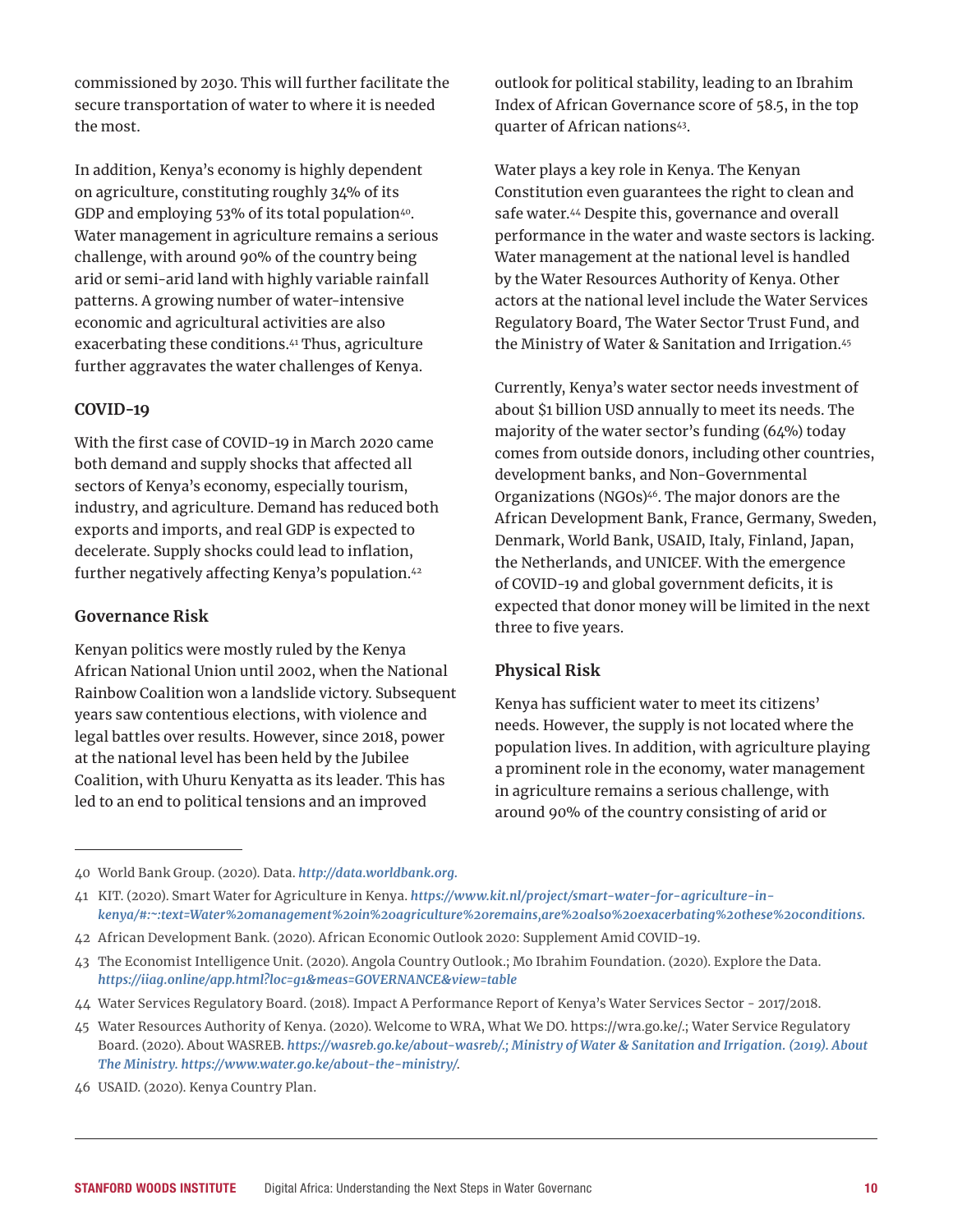commissioned by 2030. This will further facilitate the secure transportation of water to where it is needed the most.

In addition, Kenya's economy is highly dependent on agriculture, constituting roughly 34% of its GDP and employing 53% of its total population[40]. Water management in agriculture remains a serious challenge, with around 90% of the country being arid or semi-arid land with highly variable rainfall patterns. A growing number of water-intensive economic and agricultural activities are also exacerbating these conditions.[41] Thus, agriculture further aggravates the water challenges of Kenya.

### COVID-19

With the first case of COVID-19 in March 2020 came both demand and supply shocks that affected all sectors of Kenya's economy, especially tourism, industry, and agriculture. Demand has reduced both exports and imports, and real GDP is expected to decelerate. Supply shocks could lead to inflation, further negatively affecting Kenya's population.[42]

### Governance Risk

Kenyan politics were mostly ruled by the Kenya African National Union until 2002, when the National Rainbow Coalition won a landslide victory. Subsequent years saw contentious elections, with violence and legal battles over results. However, since 2018, power at the national level has been held by the Jubilee Coalition, with Uhuru Kenyatta as its leader. This has led to an end to political tensions and an improved outlook for political stability, leading to an Ibrahim Index of African Governance score of 58.5, in the top quarter of African nations[43].

Water plays a key role in Kenya. The Kenyan Constitution even guarantees the right to clean and safe water.[44] Despite this, governance and overall performance in the water and waste sectors is lacking. Water management at the national level is handled by the Water Resources Authority of Kenya. Other actors at the national level include the Water Services Regulatory Board, The Water Sector Trust Fund, and the Ministry of Water & Sanitation and Irrigation.[45]

Currently, Kenya's water sector needs investment of about $1 billion USD annually to meet its needs. The majority of the water sector's funding (64%) today comes from outside donors, including other countries, development banks, and Non-Governmental Organizations (NGOs)[46]. The major donors are the African Development Bank, France, Germany, Sweden, Denmark, World Bank, USAID, Italy, Finland, Japan, the Netherlands, and UNICEF. With the emergence of COVID-19 and global government deficits, it is expected that donor money will be limited in the next three to five years.

### Physical Risk

Kenya has sufficient water to meet its citizens' needs. However, the supply is not located where the population lives. In addition, with agriculture playing a prominent role in the economy, water management in agriculture remains a serious challenge, with around 90% of the country consisting of arid or

---

40 World Bank Group. (2020). Data. *http://data.worldbank.org.*

41 KIT. (2020). Smart Water for Agriculture in Kenya. *https://www.kit.nl/project/smart-water-for-agriculture-in-kenya/#:~:text=Water%20management%20in%20agriculture%20remains,are%20also%20exacerbating%20these%20conditions.*

42 African Development Bank. (2020). African Economic Outlook 2020: Supplement Amid COVID-19.

43 The Economist Intelligence Unit. (2020). Angola Country Outlook.; Mo Ibrahim Foundation. (2020). Explore the Data. *https://iiag.online/app.html?loc=g1&meas=GOVERNANCE&view=table*

44 Water Services Regulatory Board. (2018). Impact A Performance Report of Kenya's Water Services Sector - 2017/2018.

45 Water Resources Authority of Kenya. (2020). Welcome to WRA, What We DO. https://wra.go.ke/.; Water Service Regulatory Board. (2020). About WASREB. *https://wasreb.go.ke/about-wasreb/.; Ministry of Water & Sanitation and Irrigation. (2019). About The Ministry. https://www.water.go.ke/about-the-ministry/.*

46 USAID. (2020). Kenya Country Plan.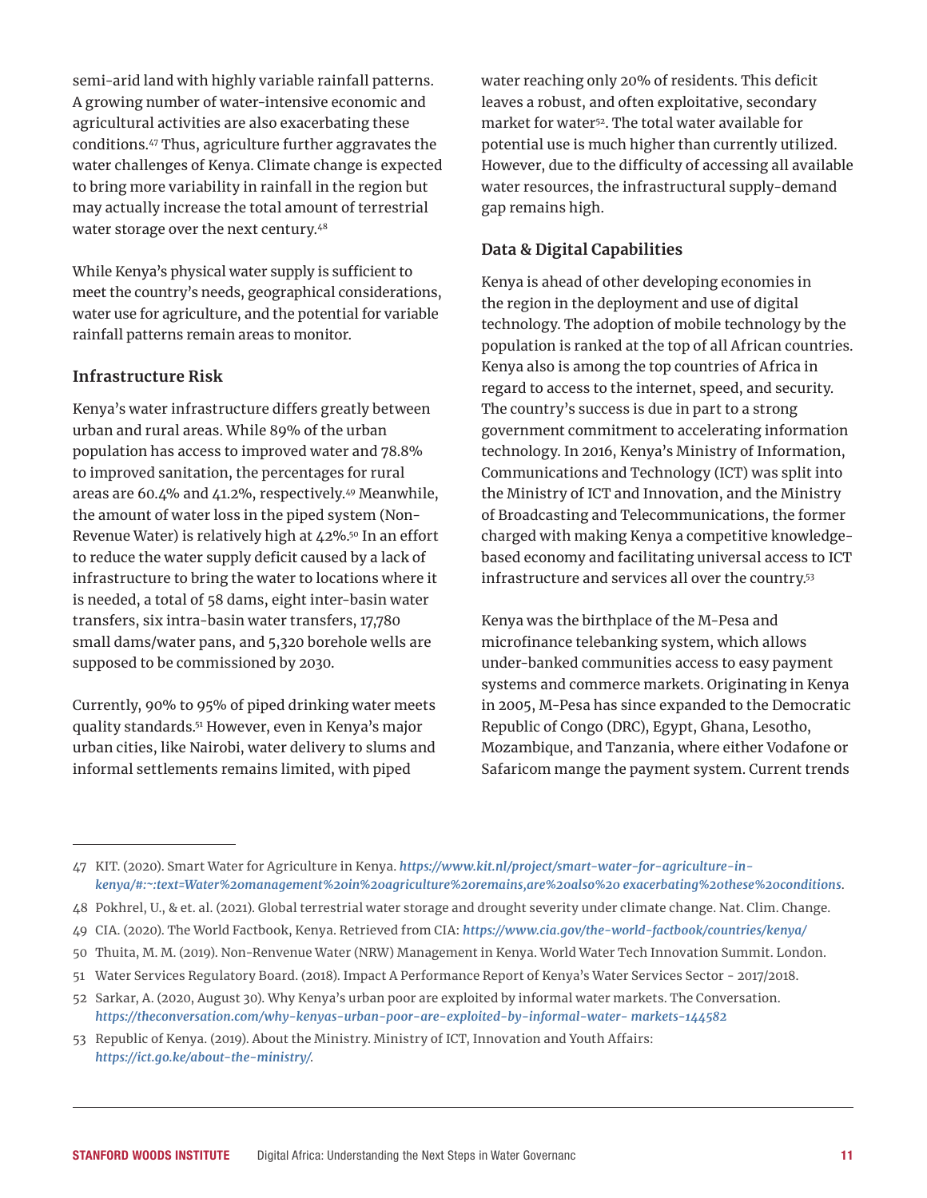semi-arid land with highly variable rainfall patterns. A growing number of water-intensive economic and agricultural activities are also exacerbating these conditions.[47] Thus, agriculture further aggravates the water challenges of Kenya. Climate change is expected to bring more variability in rainfall in the region but may actually increase the total amount of terrestrial water storage over the next century.[48]

While Kenya's physical water supply is sufficient to meet the country's needs, geographical considerations, water use for agriculture, and the potential for variable rainfall patterns remain areas to monitor.

### Infrastructure Risk

Kenya's water infrastructure differs greatly between urban and rural areas. While 89% of the urban population has access to improved water and 78.8% to improved sanitation, the percentages for rural areas are 60.4% and 41.2%, respectively.[49] Meanwhile, the amount of water loss in the piped system (Non-Revenue Water) is relatively high at 42%.[50] In an effort to reduce the water supply deficit caused by a lack of infrastructure to bring the water to locations where it is needed, a total of 58 dams, eight inter-basin water transfers, six intra-basin water transfers, 17,780 small dams/water pans, and 5,320 borehole wells are supposed to be commissioned by 2030.

Currently, 90% to 95% of piped drinking water meets quality standards.[51] However, even in Kenya's major urban cities, like Nairobi, water delivery to slums and informal settlements remains limited, with piped water reaching only 20% of residents. This deficit leaves a robust, and often exploitative, secondary market for water[52]. The total water available for potential use is much higher than currently utilized. However, due to the difficulty of accessing all available water resources, the infrastructural supply-demand gap remains high.

### Data & Digital Capabilities

Kenya is ahead of other developing economies in the region in the deployment and use of digital technology. The adoption of mobile technology by the population is ranked at the top of all African countries. Kenya also is among the top countries of Africa in regard to access to the internet, speed, and security. The country's success is due in part to a strong government commitment to accelerating information technology. In 2016, Kenya's Ministry of Information, Communications and Technology (ICT) was split into the Ministry of ICT and Innovation, and the Ministry of Broadcasting and Telecommunications, the former charged with making Kenya a competitive knowledge-based economy and facilitating universal access to ICT infrastructure and services all over the country.[53]

Kenya was the birthplace of the M-Pesa and microfinance telebanking system, which allows under-banked communities access to easy payment systems and commerce markets. Originating in Kenya in 2005, M-Pesa has since expanded to the Democratic Republic of Congo (DRC), Egypt, Ghana, Lesotho, Mozambique, and Tanzania, where either Vodafone or Safaricom mange the payment system. Current trends

---

47 KIT. (2020). Smart Water for Agriculture in Kenya. *https://www.kit.nl/project/smart-water-for-agriculture-in-kenya/#:~:text=Water%20management%20in%20agriculture%20remains,are%20also%20 exacerbating%20these%20conditions.*

48 Pokhrel, U., & et. al. (2021). Global terrestrial water storage and drought severity under climate change. Nat. Clim. Change.

49 CIA. (2020). The World Factbook, Kenya. Retrieved from CIA: *https://www.cia.gov/the-world-factbook/countries/kenya/*

50 Thuita, M. M. (2019). Non-Renvenue Water (NRW) Management in Kenya. World Water Tech Innovation Summit. London.

51 Water Services Regulatory Board. (2018). Impact A Performance Report of Kenya's Water Services Sector - 2017/2018.

52 Sarkar, A. (2020, August 30). Why Kenya's urban poor are exploited by informal water markets. The Conversation. *https://theconversation.com/why-kenyas-urban-poor-are-exploited-by-informal-water- markets-144582*

53 Republic of Kenya. (2019). About the Ministry. Ministry of ICT, Innovation and Youth Affairs: *https://ict.go.ke/about-the-ministry/.*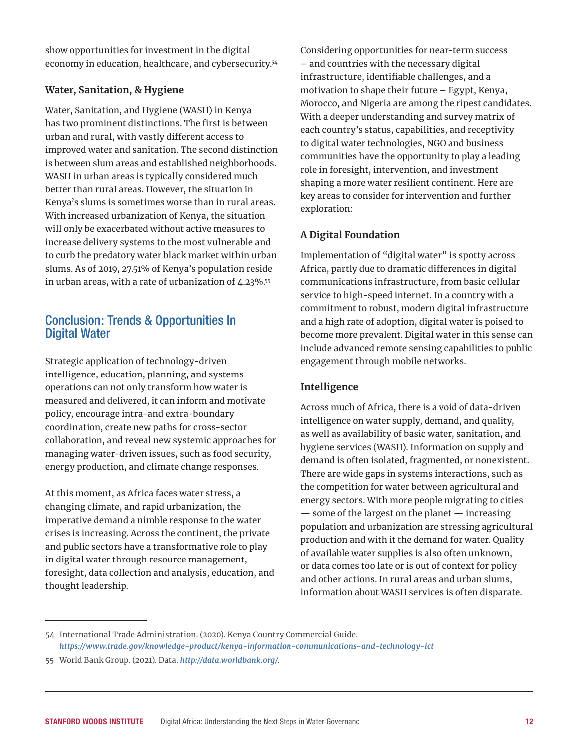show opportunities for investment in the digital economy in education, healthcare, and cybersecurity.[54]

### Water, Sanitation, & Hygiene

Water, Sanitation, and Hygiene (WASH) in Kenya has two prominent distinctions. The first is between urban and rural, with vastly different access to improved water and sanitation. The second distinction is between slum areas and established neighborhoods. WASH in urban areas is typically considered much better than rural areas. However, the situation in Kenya's slums is sometimes worse than in rural areas. With increased urbanization of Kenya, the situation will only be exacerbated without active measures to increase delivery systems to the most vulnerable and to curb the predatory water black market within urban slums. As of 2019, 27.51% of Kenya's population reside in urban areas, with a rate of urbanization of 4.23%.[55]

## Conclusion: Trends & Opportunities In Digital Water

Strategic application of technology-driven intelligence, education, planning, and systems operations can not only transform how water is measured and delivered, it can inform and motivate policy, encourage intra-and extra-boundary coordination, create new paths for cross-sector collaboration, and reveal new systemic approaches for managing water-driven issues, such as food security, energy production, and climate change responses.

At this moment, as Africa faces water stress, a changing climate, and rapid urbanization, the imperative demand a nimble response to the water crises is increasing. Across the continent, the private and public sectors have a transformative role to play in digital water through resource management, foresight, data collection and analysis, education, and thought leadership.

Considering opportunities for near-term success – and countries with the necessary digital infrastructure, identifiable challenges, and a motivation to shape their future – Egypt, Kenya, Morocco, and Nigeria are among the ripest candidates. With a deeper understanding and survey matrix of each country's status, capabilities, and receptivity to digital water technologies, NGO and business communities have the opportunity to play a leading role in foresight, intervention, and investment shaping a more water resilient continent. Here are key areas to consider for intervention and further exploration:

### A Digital Foundation

Implementation of "digital water" is spotty across Africa, partly due to dramatic differences in digital communications infrastructure, from basic cellular service to high-speed internet. In a country with a commitment to robust, modern digital infrastructure and a high rate of adoption, digital water is poised to become more prevalent. Digital water in this sense can include advanced remote sensing capabilities to public engagement through mobile networks.

### Intelligence

Across much of Africa, there is a void of data-driven intelligence on water supply, demand, and quality, as well as availability of basic water, sanitation, and hygiene services (WASH). Information on supply and demand is often isolated, fragmented, or nonexistent. There are wide gaps in systems interactions, such as the competition for water between agricultural and energy sectors. With more people migrating to cities — some of the largest on the planet — increasing population and urbanization are stressing agricultural production and with it the demand for water. Quality of available water supplies is also often unknown, or data comes too late or is out of context for policy and other actions. In rural areas and urban slums, information about WASH services is often disparate.

---

54 International Trade Administration. (2020). Kenya Country Commercial Guide. *https://www.trade.gov/knowledge-product/kenya-information-communications-and-technology-ict*

55 World Bank Group. (2021). Data. *http://data.worldbank.org/*.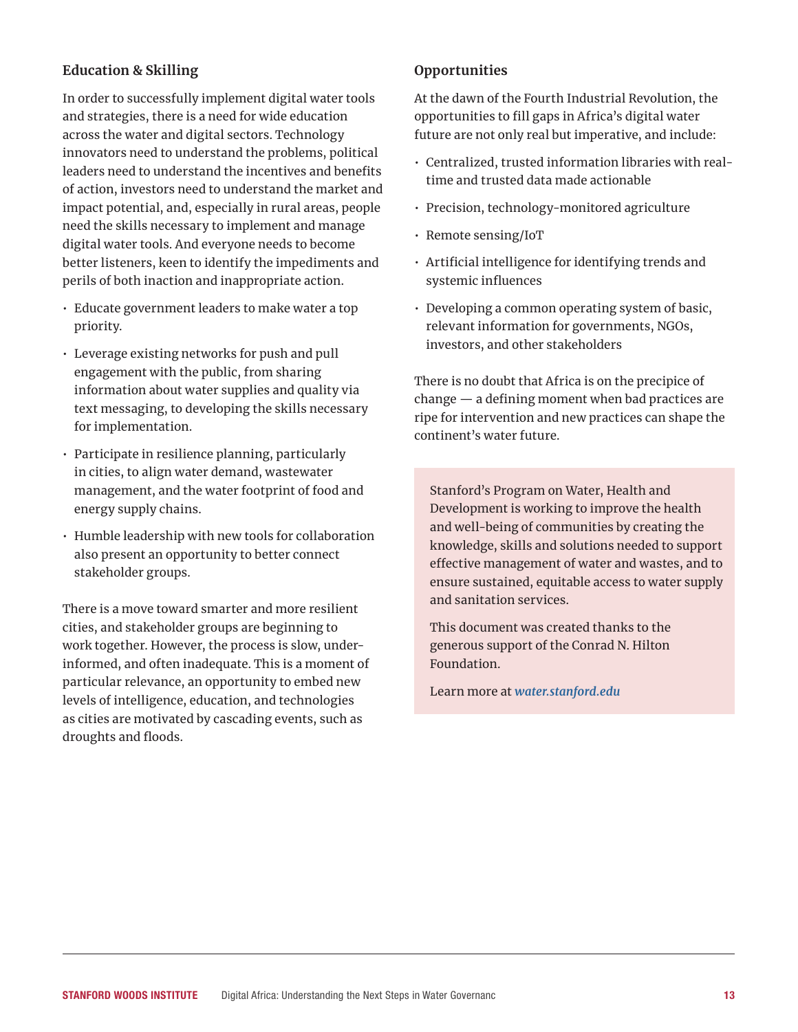### Education & Skilling

In order to successfully implement digital water tools and strategies, there is a need for wide education across the water and digital sectors. Technology innovators need to understand the problems, political leaders need to understand the incentives and benefits of action, investors need to understand the market and impact potential, and, especially in rural areas, people need the skills necessary to implement and manage digital water tools. And everyone needs to become better listeners, keen to identify the impediments and perils of both inaction and inappropriate action.

- Educate government leaders to make water a top priority.
- Leverage existing networks for push and pull engagement with the public, from sharing information about water supplies and quality via text messaging, to developing the skills necessary for implementation.
- Participate in resilience planning, particularly in cities, to align water demand, wastewater management, and the water footprint of food and energy supply chains.
- Humble leadership with new tools for collaboration also present an opportunity to better connect stakeholder groups.

There is a move toward smarter and more resilient cities, and stakeholder groups are beginning to work together. However, the process is slow, under-informed, and often inadequate. This is a moment of particular relevance, an opportunity to embed new levels of intelligence, education, and technologies as cities are motivated by cascading events, such as droughts and floods.

### Opportunities

At the dawn of the Fourth Industrial Revolution, the opportunities to fill gaps in Africa's digital water future are not only real but imperative, and include:

- Centralized, trusted information libraries with real-time and trusted data made actionable
- Precision, technology-monitored agriculture
- Remote sensing/IoT
- Artificial intelligence for identifying trends and systemic influences
- Developing a common operating system of basic, relevant information for governments, NGOs, investors, and other stakeholders

There is no doubt that Africa is on the precipice of change — a defining moment when bad practices are ripe for intervention and new practices can shape the continent's water future.

Stanford's Program on Water, Health and Development is working to improve the health and well-being of communities by creating the knowledge, skills and solutions needed to support effective management of water and wastes, and to ensure sustained, equitable access to water supply and sanitation services.

This document was created thanks to the generous support of the Conrad N. Hilton Foundation.

Learn more at ***water.stanford.edu***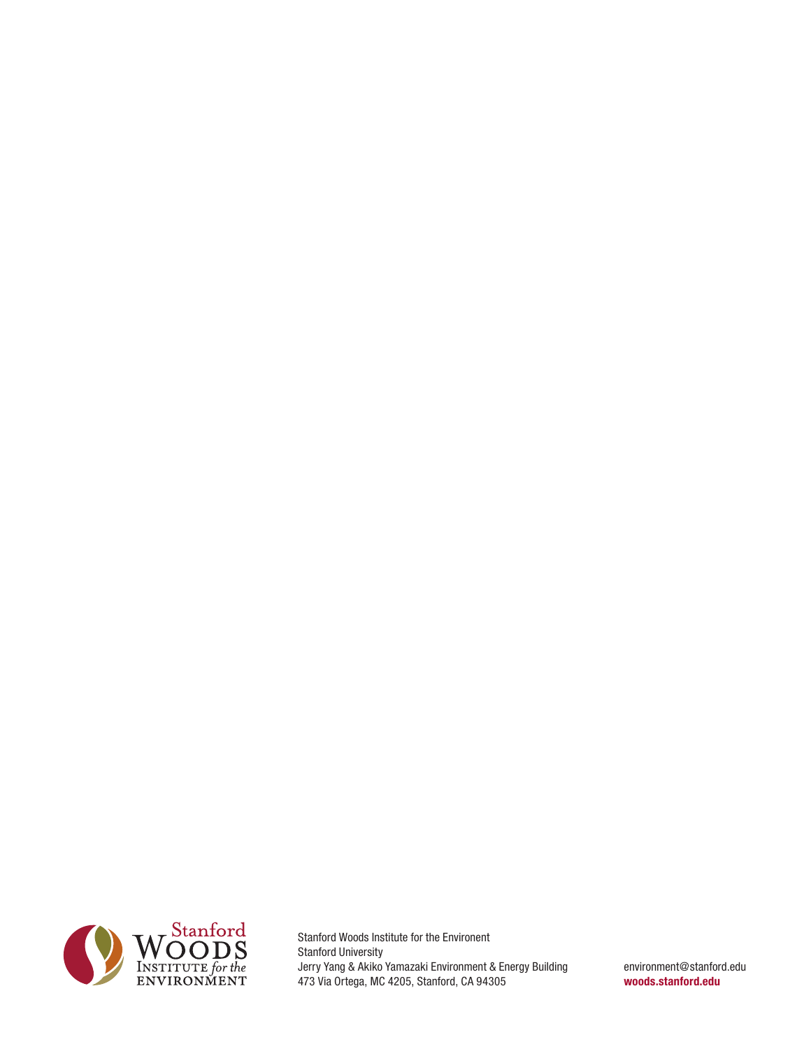Stanford Woods Institute for the Environment

Stanford Woods Institute for the Environent
Stanford University
Jerry Yang & Akiko Yamazaki Environment & Energy Building
473 Via Ortega, MC 4205, Stanford, CA 94305

environment@stanford.edu
**woods.stanford.edu**